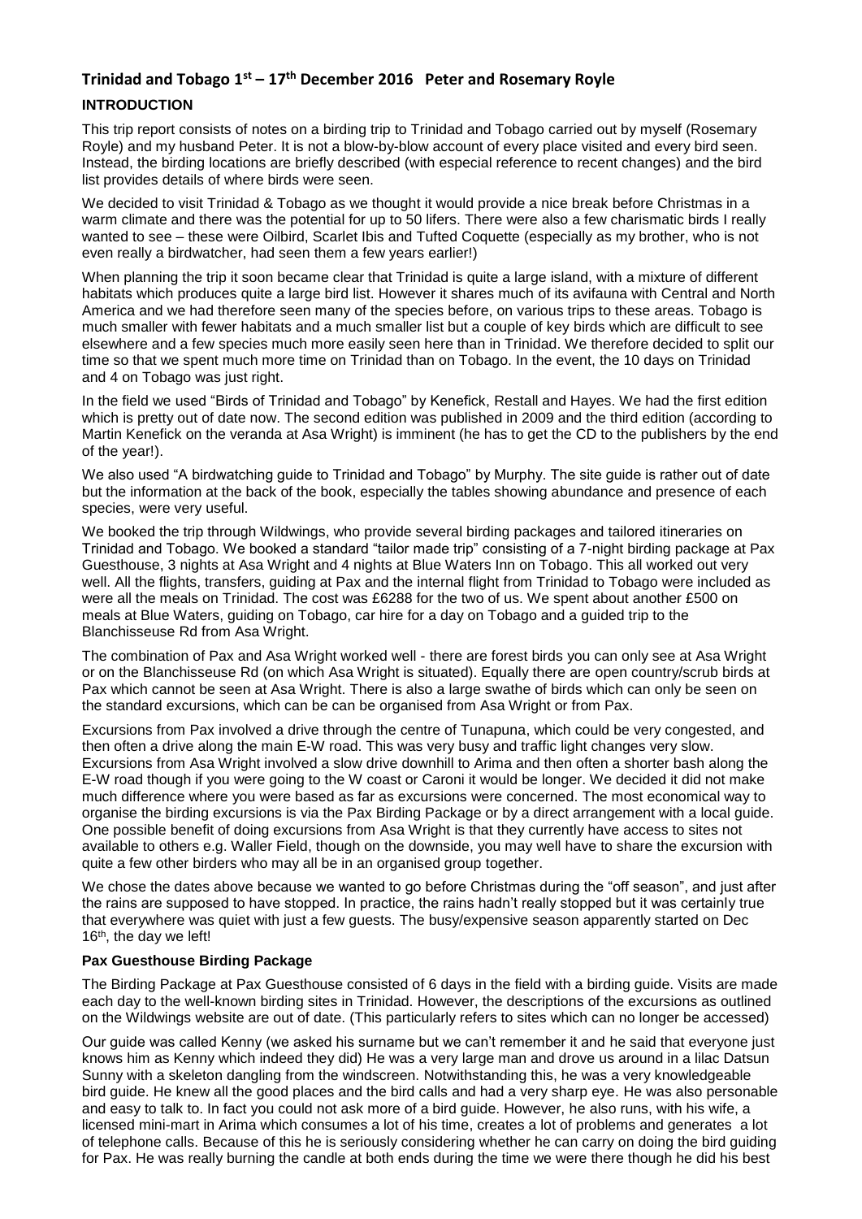# Trinidad and Tobago 1st – 17th December 2016 Peter and Rosemary Royle

## INTRODUCTION

This trip report consists of notes on a birding trip to Trinidad and Tobago carried out by myself (Rosemary Royle) and my husband Peter. It is not a blow-by-blow account of every place visited and every bird seen. Instead, the birding locations are briefly described (with especial reference to recent changes) and the bird list provides details of where birds were seen.

We decided to visit Trinidad & Tobago as we thought it would provide a nice break before Christmas in a warm climate and there was the potential for up to 50 lifers. There were also a few charismatic birds I really wanted to see – these were Oilbird, Scarlet Ibis and Tufted Coquette (especially as my brother, who is not even really a birdwatcher, had seen them a few years earlier!)

When planning the trip it soon became clear that Trinidad is quite a large island, with a mixture of different habitats which produces quite a large bird list. However it shares much of its avifauna with Central and North America and we had therefore seen many of the species before, on various trips to these areas. Tobago is much smaller with fewer habitats and a much smaller list but a couple of key birds which are difficult to see elsewhere and a few species much more easily seen here than in Trinidad. We therefore decided to split our time so that we spent much more time on Trinidad than on Tobago. In the event, the 10 days on Trinidad and 4 on Tobago was just right.

In the field we used "Birds of Trinidad and Tobago" by Kenefick, Restall and Hayes. We had the first edition which is pretty out of date now. The second edition was published in 2009 and the third edition (according to Martin Kenefick on the veranda at Asa Wright) is imminent (he has to get the CD to the publishers by the end of the year!).

We also used "A birdwatching guide to Trinidad and Tobago" by Murphy. The site guide is rather out of date but the information at the back of the book, especially the tables showing abundance and presence of each species, were very useful.

We booked the trip through Wildwings, who provide several birding packages and tailored itineraries on Trinidad and Tobago. We booked a standard "tailor made trip" consisting of a 7-night birding package at Pax Guesthouse, 3 nights at Asa Wright and 4 nights at Blue Waters Inn on Tobago. This all worked out very well. All the flights, transfers, guiding at Pax and the internal flight from Trinidad to Tobago were included as were all the meals on Trinidad. The cost was £6288 for the two of us. We spent about another £500 on meals at Blue Waters, guiding on Tobago, car hire for a day on Tobago and a guided trip to the Blanchisseuse Rd from Asa Wright.

The combination of Pax and Asa Wright worked well - there are forest birds you can only see at Asa Wright or on the Blanchisseuse Rd (on which Asa Wright is situated). Equally there are open country/scrub birds at Pax which cannot be seen at Asa Wright. There is also a large swathe of birds which can only be seen on the standard excursions, which can be can be organised from Asa Wright or from Pax.

Excursions from Pax involved a drive through the centre of Tunapuna, which could be very congested, and then often a drive along the main E-W road. This was very busy and traffic light changes very slow. Excursions from Asa Wright involved a slow drive downhill to Arima and then often a shorter bash along the E-W road though if you were going to the W coast or Caroni it would be longer. We decided it did not make much difference where you were based as far as excursions were concerned. The most economical way to organise the birding excursions is via the Pax Birding Package or by a direct arrangement with a local guide. One possible benefit of doing excursions from Asa Wright is that they currently have access to sites not available to others e.g. Waller Field, though on the downside, you may well have to share the excursion with quite a few other birders who may all be in an organised group together.

We chose the dates above because we wanted to go before Christmas during the "off season", and just after the rains are supposed to have stopped. In practice, the rains hadn't really stopped but it was certainly true that everywhere was quiet with just a few guests. The busy/expensive season apparently started on Dec 16th, the day we left!

### Pax Guesthouse Birding Package

The Birding Package at Pax Guesthouse consisted of 6 days in the field with a birding guide. Visits are made each day to the well-known birding sites in Trinidad. However, the descriptions of the excursions as outlined on the Wildwings website are out of date. (This particularly refers to sites which can no longer be accessed)

Our guide was called Kenny (we asked his surname but we can't remember it and he said that everyone just knows him as Kenny which indeed they did) He was a very large man and drove us around in a lilac Datsun Sunny with a skeleton dangling from the windscreen. Notwithstanding this, he was a very knowledgeable bird guide. He knew all the good places and the bird calls and had a very sharp eye. He was also personable and easy to talk to. In fact you could not ask more of a bird guide. However, he also runs, with his wife, a licensed mini-mart in Arima which consumes a lot of his time, creates a lot of problems and generates a lot of telephone calls. Because of this he is seriously considering whether he can carry on doing the bird guiding for Pax. He was really burning the candle at both ends during the time we were there though he did his best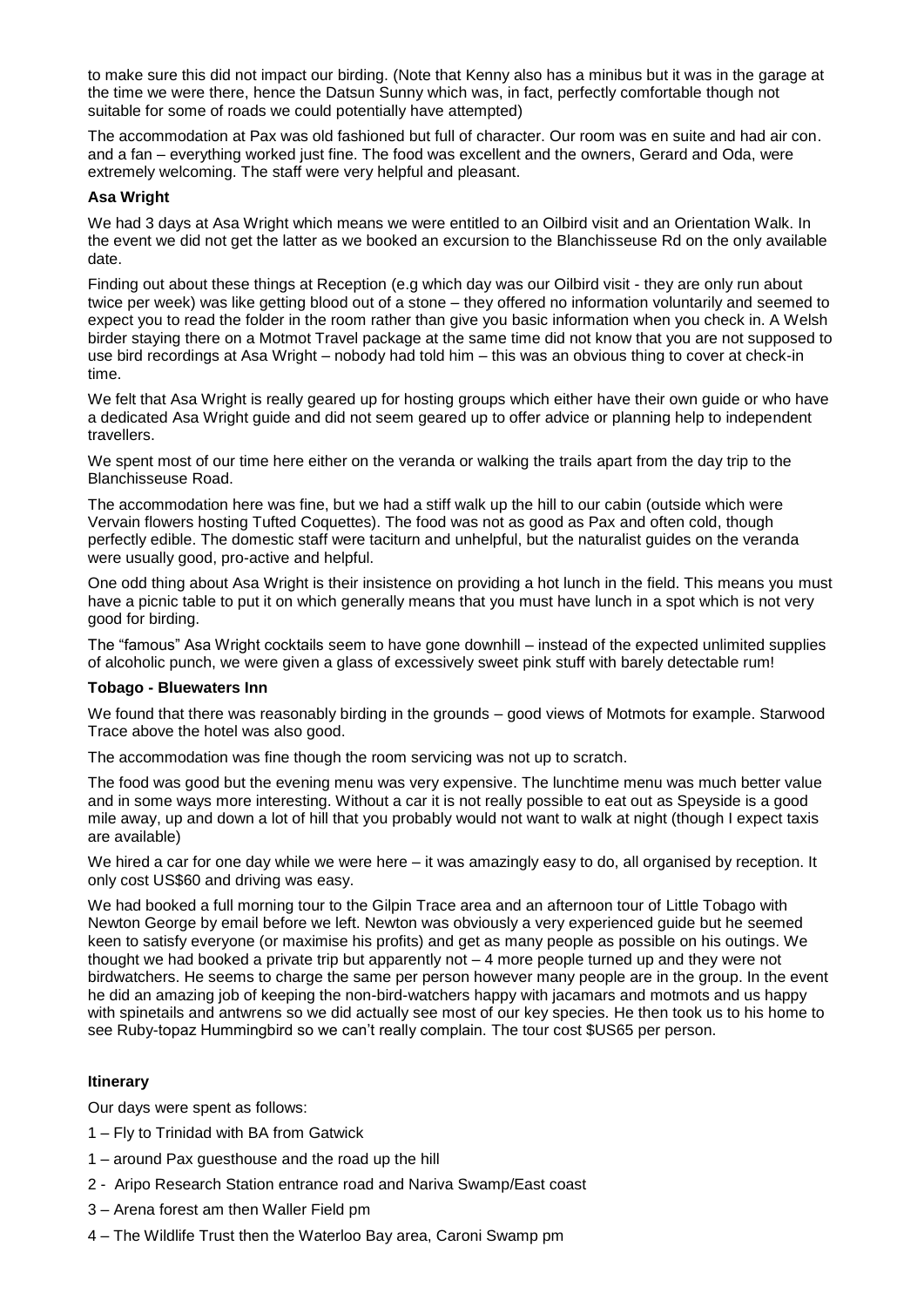to make sure this did not impact our birding. (Note that Kenny also has a minibus but it was in the garage at the time we were there, hence the Datsun Sunny which was, in fact, perfectly comfortable though not suitable for some of roads we could potentially have attempted)

The accommodation at Pax was old fashioned but full of character. Our room was en suite and had air con. and a fan – everything worked just fine. The food was excellent and the owners, Gerard and Oda, were extremely welcoming. The staff were very helpful and pleasant.

**Asa Wright**

We had 3 days at Asa Wright which means we were entitled to an Oilbird visit and an Orientation Walk. In the event we did not get the latter as we booked an excursion to the Blanchisseuse Rd on the only available date.

Finding out about these things at Reception (e.g which day was our Oilbird visit - they are only run about twice per week) was like getting blood out of a stone – they offered no information voluntarily and seemed to expect you to read the folder in the room rather than give you basic information when you check in. A Welsh birder staying there on a Motmot Travel package at the same time did not know that you are not supposed to use bird recordings at Asa Wright – nobody had told him – this was an obvious thing to cover at check-in time.

We felt that Asa Wright is really geared up for hosting groups which either have their own guide or who have a dedicated Asa Wright guide and did not seem geared up to offer advice or planning help to independent travellers.

We spent most of our time here either on the veranda or walking the trails apart from the day trip to the Blanchisseuse Road.

The accommodation here was fine, but we had a stiff walk up the hill to our cabin (outside which were Vervain flowers hosting Tufted Coquettes). The food was not as good as Pax and often cold, though perfectly edible. The domestic staff were taciturn and unhelpful, but the naturalist guides on the veranda were usually good, pro-active and helpful.

One odd thing about Asa Wright is their insistence on providing a hot lunch in the field. This means you must have a picnic table to put it on which generally means that you must have lunch in a spot which is not very good for birding.

The "famous" Asa Wright cocktails seem to have gone downhill – instead of the expected unlimited supplies of alcoholic punch, we were given a glass of excessively sweet pink stuff with barely detectable rum!

**Tobago - Bluewaters Inn**

We found that there was reasonably birding in the grounds – good views of Motmots for example. Starwood Trace above the hotel was also good.

The accommodation was fine though the room servicing was not up to scratch.

The food was good but the evening menu was very expensive. The lunchtime menu was much better value and in some ways more interesting. Without a car it is not really possible to eat out as Speyside is a good mile away, up and down a lot of hill that you probably would not want to walk at night (though I expect taxis are available)

We hired a car for one day while we were here – it was amazingly easy to do, all organised by reception. It only cost US$60 and driving was easy.

We had booked a full morning tour to the Gilpin Trace area and an afternoon tour of Little Tobago with Newton George by email before we left. Newton was obviously a very experienced guide but he seemed keen to satisfy everyone (or maximise his profits) and get as many people as possible on his outings. We thought we had booked a private trip but apparently not – 4 more people turned up and they were not birdwatchers. He seems to charge the same per person however many people are in the group. In the event he did an amazing job of keeping the non-bird-watchers happy with jacamars and motmots and us happy with spinetails and antwrens so we did actually see most of our key species. He then took us to his home to see Ruby-topaz Hummingbird so we can't really complain. The tour cost $US65 per person.

**Itinerary**

Our days were spent as follows:

1 – Fly to Trinidad with BA from Gatwick

1 – around Pax guesthouse and the road up the hill

2 - Aripo Research Station entrance road and Nariva Swamp/East coast

3 – Arena forest am then Waller Field pm

4 – The Wildlife Trust then the Waterloo Bay area, Caroni Swamp pm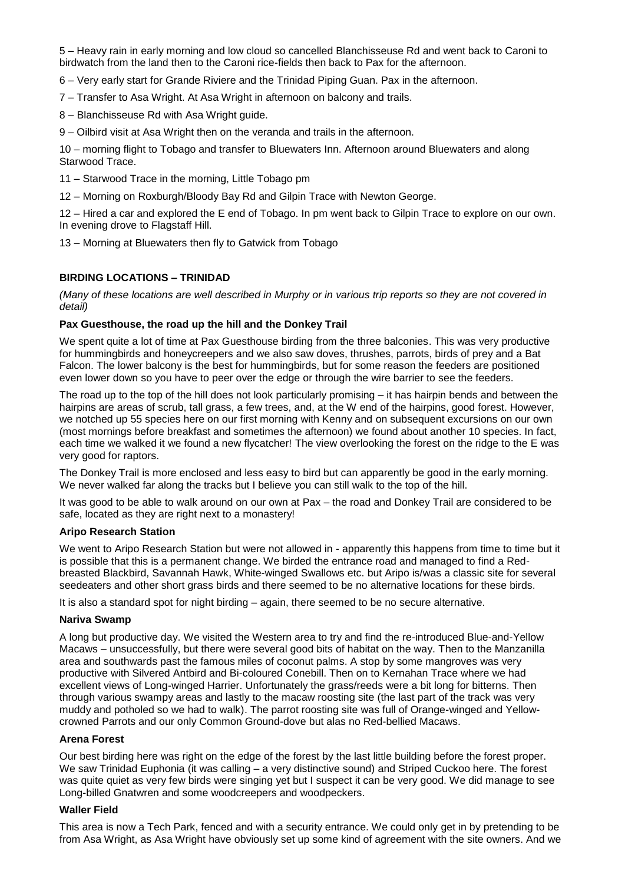5 – Heavy rain in early morning and low cloud so cancelled Blanchisseuse Rd and went back to Caroni to birdwatch from the land then to the Caroni rice-fields then back to Pax for the afternoon.

6 – Very early start for Grande Riviere and the Trinidad Piping Guan. Pax in the afternoon.

7 – Transfer to Asa Wright. At Asa Wright in afternoon on balcony and trails.

8 – Blanchisseuse Rd with Asa Wright guide.

9 – Oilbird visit at Asa Wright then on the veranda and trails in the afternoon.

10 – morning flight to Tobago and transfer to Bluewaters Inn. Afternoon around Bluewaters and along Starwood Trace.

11 – Starwood Trace in the morning, Little Tobago pm

12 – Morning on Roxburgh/Bloody Bay Rd and Gilpin Trace with Newton George.

12 – Hired a car and explored the E end of Tobago. In pm went back to Gilpin Trace to explore on our own. In evening drove to Flagstaff Hill.

13 – Morning at Bluewaters then fly to Gatwick from Tobago

## BIRDING LOCATIONS – TRINIDAD

*(Many of these locations are well described in Murphy or in various trip reports so they are not covered in detail)*

### Pax Guesthouse, the road up the hill and the Donkey Trail

We spent quite a lot of time at Pax Guesthouse birding from the three balconies. This was very productive for hummingbirds and honeycreepers and we also saw doves, thrushes, parrots, birds of prey and a Bat Falcon. The lower balcony is the best for hummingbirds, but for some reason the feeders are positioned even lower down so you have to peer over the edge or through the wire barrier to see the feeders.

The road up to the top of the hill does not look particularly promising – it has hairpin bends and between the hairpins are areas of scrub, tall grass, a few trees, and, at the W end of the hairpins, good forest. However, we notched up 55 species here on our first morning with Kenny and on subsequent excursions on our own (most mornings before breakfast and sometimes the afternoon) we found about another 10 species. In fact, each time we walked it we found a new flycatcher! The view overlooking the forest on the ridge to the E was very good for raptors.

The Donkey Trail is more enclosed and less easy to bird but can apparently be good in the early morning. We never walked far along the tracks but I believe you can still walk to the top of the hill.

It was good to be able to walk around on our own at Pax – the road and Donkey Trail are considered to be safe, located as they are right next to a monastery!

### Aripo Research Station

We went to Aripo Research Station but were not allowed in - apparently this happens from time to time but it is possible that this is a permanent change. We birded the entrance road and managed to find a Red-breasted Blackbird, Savannah Hawk, White-winged Swallows etc. but Aripo is/was a classic site for several seedeaters and other short grass birds and there seemed to be no alternative locations for these birds.

It is also a standard spot for night birding – again, there seemed to be no secure alternative.

### Nariva Swamp

A long but productive day. We visited the Western area to try and find the re-introduced Blue-and-Yellow Macaws – unsuccessfully, but there were several good bits of habitat on the way. Then to the Manzanilla area and southwards past the famous miles of coconut palms. A stop by some mangroves was very productive with Silvered Antbird and Bi-coloured Conebill. Then on to Kernahan Trace where we had excellent views of Long-winged Harrier. Unfortunately the grass/reeds were a bit long for bitterns. Then through various swampy areas and lastly to the macaw roosting site (the last part of the track was very muddy and potholed so we had to walk). The parrot roosting site was full of Orange-winged and Yellow-crowned Parrots and our only Common Ground-dove but alas no Red-bellied Macaws.

### Arena Forest

Our best birding here was right on the edge of the forest by the last little building before the forest proper. We saw Trinidad Euphonia (it was calling – a very distinctive sound) and Striped Cuckoo here. The forest was quite quiet as very few birds were singing yet but I suspect it can be very good. We did manage to see Long-billed Gnatwren and some woodcreepers and woodpeckers.

### Waller Field

This area is now a Tech Park, fenced and with a security entrance. We could only get in by pretending to be from Asa Wright, as Asa Wright have obviously set up some kind of agreement with the site owners. And we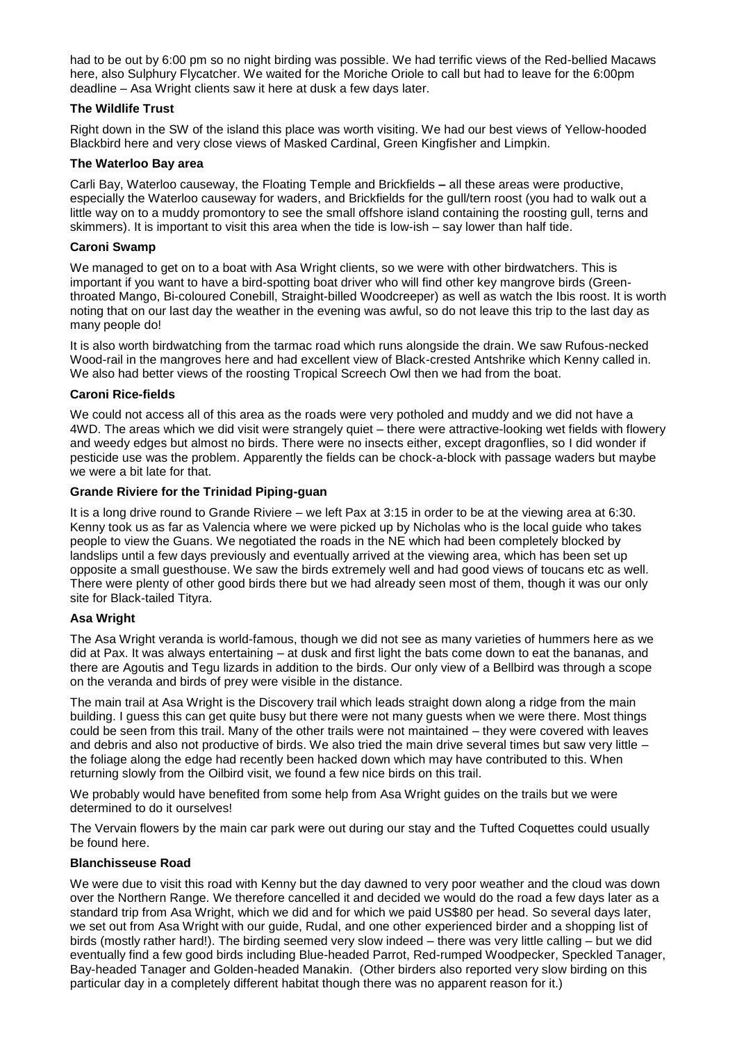had to be out by 6:00 pm so no night birding was possible. We had terrific views of the Red-bellied Macaws here, also Sulphury Flycatcher. We waited for the Moriche Oriole to call but had to leave for the 6:00pm deadline – Asa Wright clients saw it here at dusk a few days later.

### The Wildlife Trust

Right down in the SW of the island this place was worth visiting. We had our best views of Yellow-hooded Blackbird here and very close views of Masked Cardinal, Green Kingfisher and Limpkin.

### The Waterloo Bay area

Carli Bay, Waterloo causeway, the Floating Temple and Brickfields **–** all these areas were productive, especially the Waterloo causeway for waders, and Brickfields for the gull/tern roost (you had to walk out a little way on to a muddy promontory to see the small offshore island containing the roosting gull, terns and skimmers). It is important to visit this area when the tide is low-ish – say lower than half tide.

### Caroni Swamp

We managed to get on to a boat with Asa Wright clients, so we were with other birdwatchers. This is important if you want to have a bird-spotting boat driver who will find other key mangrove birds (Green-throated Mango, Bi-coloured Conebill, Straight-billed Woodcreeper) as well as watch the Ibis roost. It is worth noting that on our last day the weather in the evening was awful, so do not leave this trip to the last day as many people do!

It is also worth birdwatching from the tarmac road which runs alongside the drain. We saw Rufous-necked Wood-rail in the mangroves here and had excellent view of Black-crested Antshrike which Kenny called in. We also had better views of the roosting Tropical Screech Owl then we had from the boat.

### Caroni Rice-fields

We could not access all of this area as the roads were very potholed and muddy and we did not have a 4WD. The areas which we did visit were strangely quiet – there were attractive-looking wet fields with flowery and weedy edges but almost no birds. There were no insects either, except dragonflies, so I did wonder if pesticide use was the problem. Apparently the fields can be chock-a-block with passage waders but maybe we were a bit late for that.

### Grande Riviere for the Trinidad Piping-guan

It is a long drive round to Grande Riviere – we left Pax at 3:15 in order to be at the viewing area at 6:30. Kenny took us as far as Valencia where we were picked up by Nicholas who is the local guide who takes people to view the Guans. We negotiated the roads in the NE which had been completely blocked by landslips until a few days previously and eventually arrived at the viewing area, which has been set up opposite a small guesthouse. We saw the birds extremely well and had good views of toucans etc as well. There were plenty of other good birds there but we had already seen most of them, though it was our only site for Black-tailed Tityra.

### Asa Wright

The Asa Wright veranda is world-famous, though we did not see as many varieties of hummers here as we did at Pax. It was always entertaining – at dusk and first light the bats come down to eat the bananas, and there are Agoutis and Tegu lizards in addition to the birds. Our only view of a Bellbird was through a scope on the veranda and birds of prey were visible in the distance.

The main trail at Asa Wright is the Discovery trail which leads straight down along a ridge from the main building. I guess this can get quite busy but there were not many guests when we were there. Most things could be seen from this trail. Many of the other trails were not maintained – they were covered with leaves and debris and also not productive of birds. We also tried the main drive several times but saw very little – the foliage along the edge had recently been hacked down which may have contributed to this. When returning slowly from the Oilbird visit, we found a few nice birds on this trail.

We probably would have benefited from some help from Asa Wright guides on the trails but we were determined to do it ourselves!

The Vervain flowers by the main car park were out during our stay and the Tufted Coquettes could usually be found here.

### Blanchisseuse Road

We were due to visit this road with Kenny but the day dawned to very poor weather and the cloud was down over the Northern Range. We therefore cancelled it and decided we would do the road a few days later as a standard trip from Asa Wright, which we did and for which we paid US$80 per head. So several days later, we set out from Asa Wright with our guide, Rudal, and one other experienced birder and a shopping list of birds (mostly rather hard!). The birding seemed very slow indeed – there was very little calling – but we did eventually find a few good birds including Blue-headed Parrot, Red-rumped Woodpecker, Speckled Tanager, Bay-headed Tanager and Golden-headed Manakin. (Other birders also reported very slow birding on this particular day in a completely different habitat though there was no apparent reason for it.)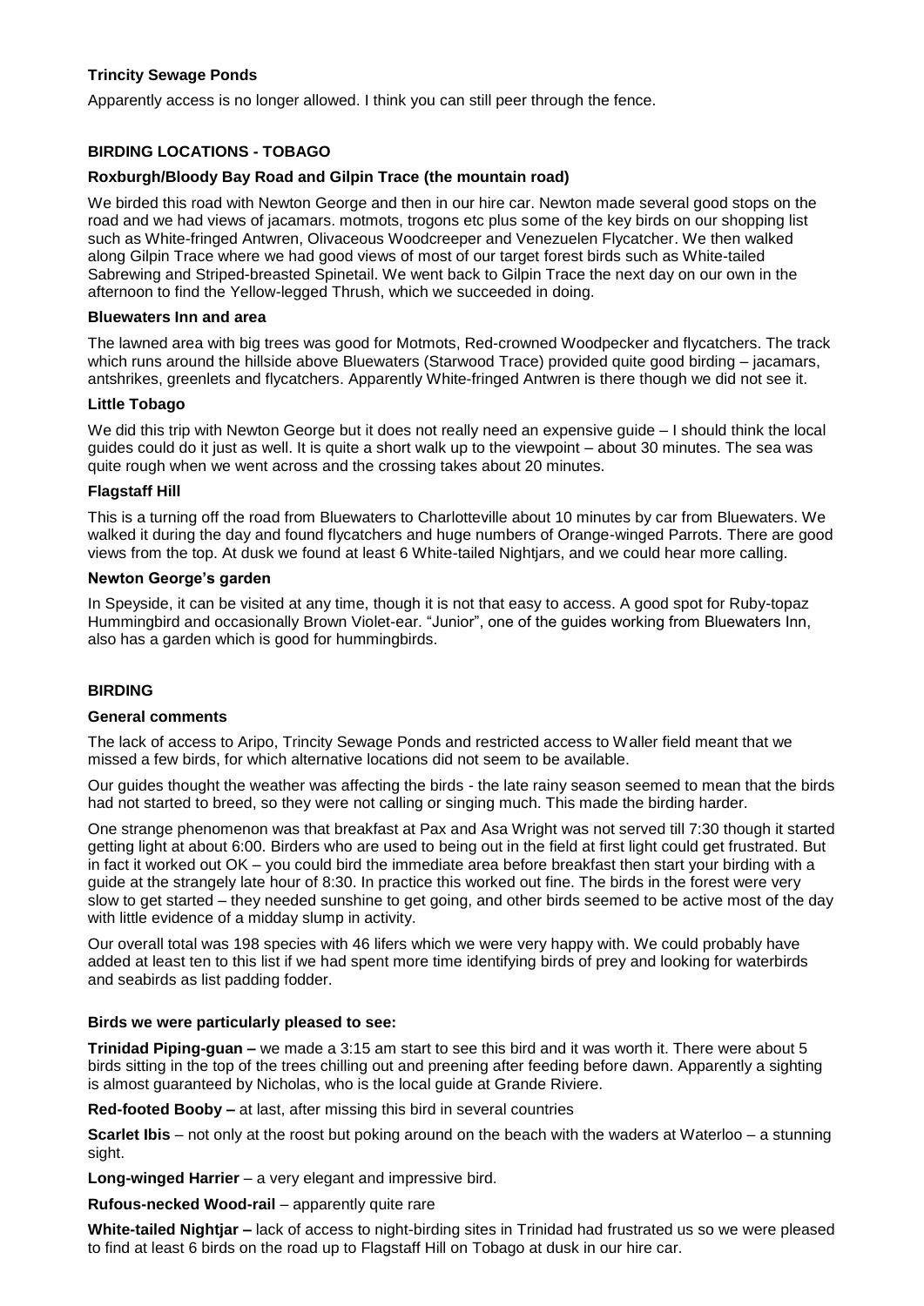### Trincity Sewage Ponds

Apparently access is no longer allowed. I think you can still peer through the fence.

## BIRDING LOCATIONS - TOBAGO

### Roxburgh/Bloody Bay Road and Gilpin Trace (the mountain road)

We birded this road with Newton George and then in our hire car. Newton made several good stops on the road and we had views of jacamars. motmots, trogons etc plus some of the key birds on our shopping list such as White-fringed Antwren, Olivaceous Woodcreeper and Venezuelen Flycatcher. We then walked along Gilpin Trace where we had good views of most of our target forest birds such as White-tailed Sabrewing and Striped-breasted Spinetail. We went back to Gilpin Trace the next day on our own in the afternoon to find the Yellow-legged Thrush, which we succeeded in doing.

### Bluewaters Inn and area

The lawned area with big trees was good for Motmots, Red-crowned Woodpecker and flycatchers. The track which runs around the hillside above Bluewaters (Starwood Trace) provided quite good birding – jacamars, antshrikes, greenlets and flycatchers. Apparently White-fringed Antwren is there though we did not see it.

### Little Tobago

We did this trip with Newton George but it does not really need an expensive guide – I should think the local guides could do it just as well. It is quite a short walk up to the viewpoint – about 30 minutes. The sea was quite rough when we went across and the crossing takes about 20 minutes.

### Flagstaff Hill

This is a turning off the road from Bluewaters to Charlotteville about 10 minutes by car from Bluewaters. We walked it during the day and found flycatchers and huge numbers of Orange-winged Parrots. There are good views from the top. At dusk we found at least 6 White-tailed Nightjars, and we could hear more calling.

### Newton George's garden

In Speyside, it can be visited at any time, though it is not that easy to access. A good spot for Ruby-topaz Hummingbird and occasionally Brown Violet-ear. "Junior", one of the guides working from Bluewaters Inn, also has a garden which is good for hummingbirds.

## BIRDING

### General comments

The lack of access to Aripo, Trincity Sewage Ponds and restricted access to Waller field meant that we missed a few birds, for which alternative locations did not seem to be available.

Our guides thought the weather was affecting the birds - the late rainy season seemed to mean that the birds had not started to breed, so they were not calling or singing much. This made the birding harder.

One strange phenomenon was that breakfast at Pax and Asa Wright was not served till 7:30 though it started getting light at about 6:00. Birders who are used to being out in the field at first light could get frustrated. But in fact it worked out OK – you could bird the immediate area before breakfast then start your birding with a guide at the strangely late hour of 8:30. In practice this worked out fine. The birds in the forest were very slow to get started – they needed sunshine to get going, and other birds seemed to be active most of the day with little evidence of a midday slump in activity.

Our overall total was 198 species with 46 lifers which we were very happy with. We could probably have added at least ten to this list if we had spent more time identifying birds of prey and looking for waterbirds and seabirds as list padding fodder.

### Birds we were particularly pleased to see:

**Trinidad Piping-guan –** we made a 3:15 am start to see this bird and it was worth it. There were about 5 birds sitting in the top of the trees chilling out and preening after feeding before dawn. Apparently a sighting is almost guaranteed by Nicholas, who is the local guide at Grande Riviere.

**Red-footed Booby –** at last, after missing this bird in several countries

**Scarlet Ibis** – not only at the roost but poking around on the beach with the waders at Waterloo – a stunning sight.

**Long-winged Harrier** – a very elegant and impressive bird.

**Rufous-necked Wood-rail** – apparently quite rare

**White-tailed Nightjar –** lack of access to night-birding sites in Trinidad had frustrated us so we were pleased to find at least 6 birds on the road up to Flagstaff Hill on Tobago at dusk in our hire car.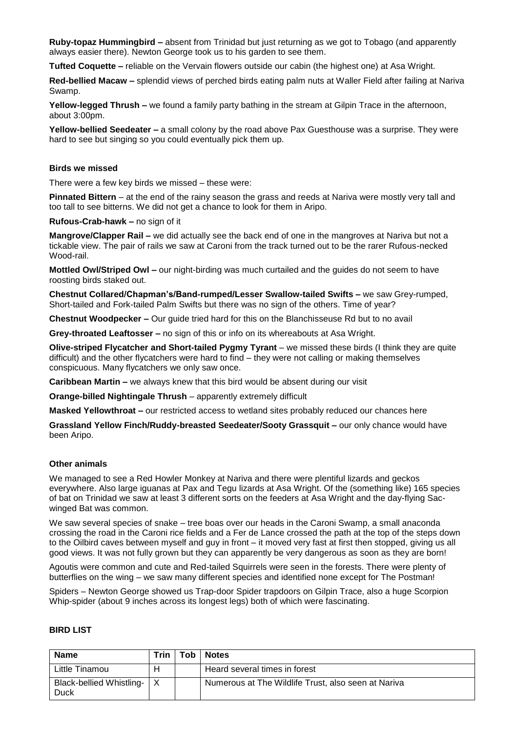**Ruby-topaz Hummingbird –** absent from Trinidad but just returning as we got to Tobago (and apparently always easier there). Newton George took us to his garden to see them.

**Tufted Coquette –** reliable on the Vervain flowers outside our cabin (the highest one) at Asa Wright.

**Red-bellied Macaw –** splendid views of perched birds eating palm nuts at Waller Field after failing at Nariva Swamp.

**Yellow-legged Thrush –** we found a family party bathing in the stream at Gilpin Trace in the afternoon, about 3:00pm.

**Yellow-bellied Seedeater –** a small colony by the road above Pax Guesthouse was a surprise. They were hard to see but singing so you could eventually pick them up.

### Birds we missed

There were a few key birds we missed – these were:

**Pinnated Bittern** – at the end of the rainy season the grass and reeds at Nariva were mostly very tall and too tall to see bitterns. We did not get a chance to look for them in Aripo.

**Rufous-Crab-hawk –** no sign of it

**Mangrove/Clapper Rail –** we did actually see the back end of one in the mangroves at Nariva but not a tickable view. The pair of rails we saw at Caroni from the track turned out to be the rarer Rufous-necked Wood-rail.

**Mottled Owl/Striped Owl –** our night-birding was much curtailed and the guides do not seem to have roosting birds staked out.

**Chestnut Collared/Chapman's/Band-rumped/Lesser Swallow-tailed Swifts –** we saw Grey-rumped, Short-tailed and Fork-tailed Palm Swifts but there was no sign of the others. Time of year?

**Chestnut Woodpecker –** Our guide tried hard for this on the Blanchisseuse Rd but to no avail

**Grey-throated Leaftosser –** no sign of this or info on its whereabouts at Asa Wright.

**Olive-striped Flycatcher and Short-tailed Pygmy Tyrant** – we missed these birds (I think they are quite difficult) and the other flycatchers were hard to find – they were not calling or making themselves conspicuous. Many flycatchers we only saw once.

**Caribbean Martin –** we always knew that this bird would be absent during our visit

**Orange-billed Nightingale Thrush** – apparently extremely difficult

**Masked Yellowthroat –** our restricted access to wetland sites probably reduced our chances here

**Grassland Yellow Finch/Ruddy-breasted Seedeater/Sooty Grassquit –** our only chance would have been Aripo.

### Other animals

We managed to see a Red Howler Monkey at Nariva and there were plentiful lizards and geckos everywhere. Also large iguanas at Pax and Tegu lizards at Asa Wright. Of the (something like) 165 species of bat on Trinidad we saw at least 3 different sorts on the feeders at Asa Wright and the day-flying Sac-winged Bat was common.

We saw several species of snake – tree boas over our heads in the Caroni Swamp, a small anaconda crossing the road in the Caroni rice fields and a Fer de Lance crossed the path at the top of the steps down to the Oilbird caves between myself and guy in front – it moved very fast at first then stopped, giving us all good views. It was not fully grown but they can apparently be very dangerous as soon as they are born!

Agoutis were common and cute and Red-tailed Squirrels were seen in the forests. There were plenty of butterflies on the wing – we saw many different species and identified none except for The Postman!

Spiders – Newton George showed us Trap-door Spider trapdoors on Gilpin Trace, also a huge Scorpion Whip-spider (about 9 inches across its longest legs) both of which were fascinating.

### BIRD LIST

| Name | Trin | Tob | Notes |
|---|---|---|---|
| Little Tinamou | H | | Heard several times in forest |
| Black-bellied Whistling-Duck | X | | Numerous at The Wildlife Trust, also seen at Nariva |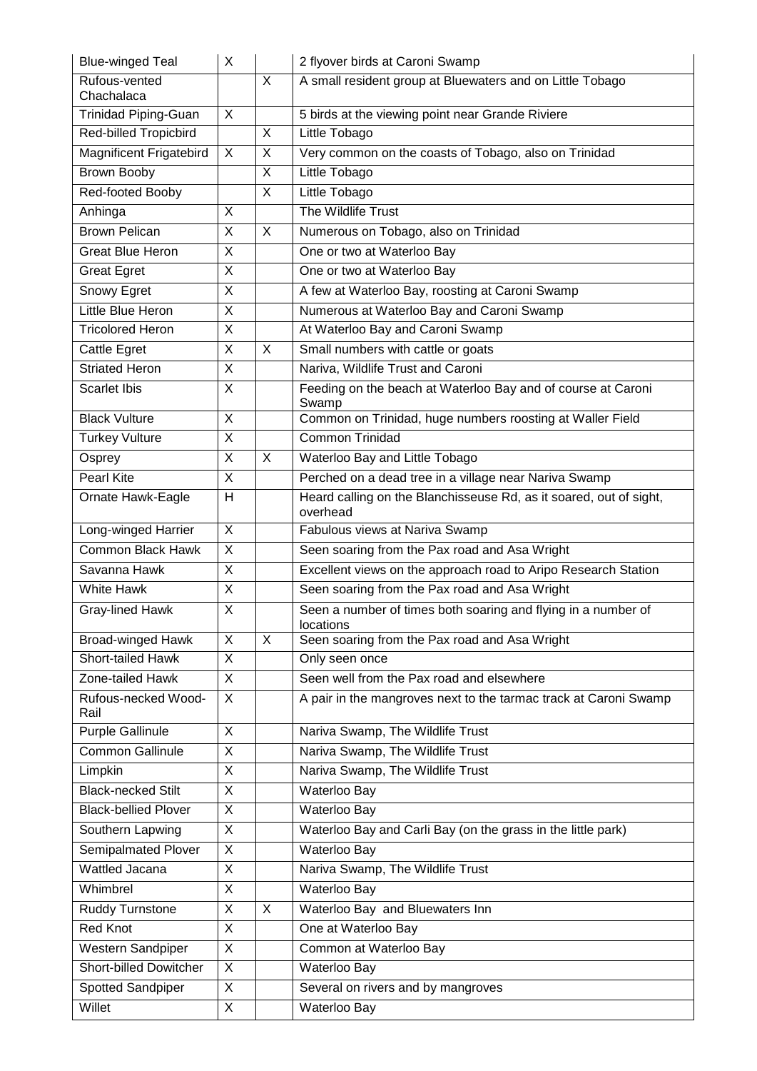| | | | |
|---|---|---|---|
| Blue-winged Teal | X | | 2 flyover birds at Caroni Swamp |
| Rufous-vented Chachalaca | | X | A small resident group at Bluewaters and on Little Tobago |
| Trinidad Piping-Guan | X | | 5 birds at the viewing point near Grande Riviere |
| Red-billed Tropicbird | | X | Little Tobago |
| Magnificent Frigatebird | X | X | Very common on the coasts of Tobago, also on Trinidad |
| Brown Booby | | X | Little Tobago |
| Red-footed Booby | | X | Little Tobago |
| Anhinga | X | | The Wildlife Trust |
| Brown Pelican | X | X | Numerous on Tobago, also on Trinidad |
| Great Blue Heron | X | | One or two at Waterloo Bay |
| Great Egret | X | | One or two at Waterloo Bay |
| Snowy Egret | X | | A few at Waterloo Bay, roosting at Caroni Swamp |
| Little Blue Heron | X | | Numerous at Waterloo Bay and Caroni Swamp |
| Tricolored Heron | X | | At Waterloo Bay and Caroni Swamp |
| Cattle Egret | X | X | Small numbers with cattle or goats |
| Striated Heron | X | | Nariva, Wildlife Trust and Caroni |
| Scarlet Ibis | X | | Feeding on the beach at Waterloo Bay and of course at Caroni Swamp |
| Black Vulture | X | | Common on Trinidad, huge numbers roosting at Waller Field |
| Turkey Vulture | X | | Common Trinidad |
| Osprey | X | X | Waterloo Bay and Little Tobago |
| Pearl Kite | X | | Perched on a dead tree in a village near Nariva Swamp |
| Ornate Hawk-Eagle | H | | Heard calling on the Blanchisseuse Rd, as it soared, out of sight, overhead |
| Long-winged Harrier | X | | Fabulous views at Nariva Swamp |
| Common Black Hawk | X | | Seen soaring from the Pax road and Asa Wright |
| Savanna Hawk | X | | Excellent views on the approach road to Aripo Research Station |
| White Hawk | X | | Seen soaring from the Pax road and Asa Wright |
| Gray-lined Hawk | X | | Seen a number of times both soaring and flying in a number of locations |
| Broad-winged Hawk | X | X | Seen soaring from the Pax road and Asa Wright |
| Short-tailed Hawk | X | | Only seen once |
| Zone-tailed Hawk | X | | Seen well from the Pax road and elsewhere |
| Rufous-necked Wood-Rail | X | | A pair in the mangroves next to the tarmac track at Caroni Swamp |
| Purple Gallinule | X | | Nariva Swamp, The Wildlife Trust |
| Common Gallinule | X | | Nariva Swamp, The Wildlife Trust |
| Limpkin | X | | Nariva Swamp, The Wildlife Trust |
| Black-necked Stilt | X | | Waterloo Bay |
| Black-bellied Plover | X | | Waterloo Bay |
| Southern Lapwing | X | | Waterloo Bay and Carli Bay (on the grass in the little park) |
| Semipalmated Plover | X | | Waterloo Bay |
| Wattled Jacana | X | | Nariva Swamp, The Wildlife Trust |
| Whimbrel | X | | Waterloo Bay |
| Ruddy Turnstone | X | X | Waterloo Bay and Bluewaters Inn |
| Red Knot | X | | One at Waterloo Bay |
| Western Sandpiper | X | | Common at Waterloo Bay |
| Short-billed Dowitcher | X | | Waterloo Bay |
| Spotted Sandpiper | X | | Several on rivers and by mangroves |
| Willet | X | | Waterloo Bay |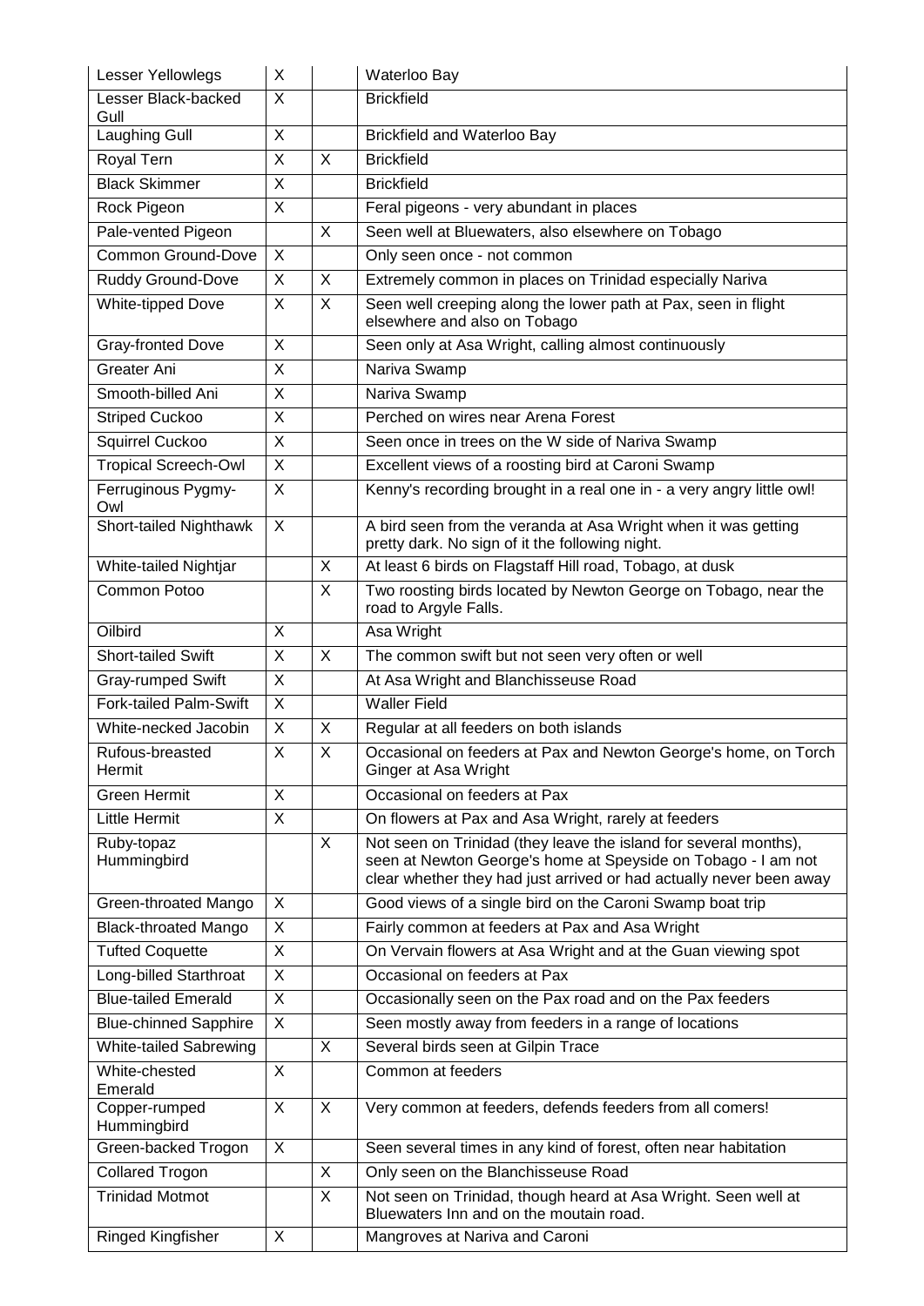| | | | |
|---|---|---|---|
| Lesser Yellowlegs | X | | Waterloo Bay |
| Lesser Black-backed Gull | X | | Brickfield |
| Laughing Gull | X | | Brickfield and Waterloo Bay |
| Royal Tern | X | X | Brickfield |
| Black Skimmer | X | | Brickfield |
| Rock Pigeon | X | | Feral pigeons - very abundant in places |
| Pale-vented Pigeon | | X | Seen well at Bluewaters, also elsewhere on Tobago |
| Common Ground-Dove | X | | Only seen once - not common |
| Ruddy Ground-Dove | X | X | Extremely common in places on Trinidad especially Nariva |
| White-tipped Dove | X | X | Seen well creeping along the lower path at Pax, seen in flight elsewhere and also on Tobago |
| Gray-fronted Dove | X | | Seen only at Asa Wright, calling almost continuously |
| Greater Ani | X | | Nariva Swamp |
| Smooth-billed Ani | X | | Nariva Swamp |
| Striped Cuckoo | X | | Perched on wires near Arena Forest |
| Squirrel Cuckoo | X | | Seen once in trees on the W side of Nariva Swamp |
| Tropical Screech-Owl | X | | Excellent views of a roosting bird at Caroni Swamp |
| Ferruginous Pygmy-Owl | X | | Kenny's recording brought in a real one in - a very angry little owl! |
| Short-tailed Nighthawk | X | | A bird seen from the veranda at Asa Wright when it was getting pretty dark. No sign of it the following night. |
| White-tailed Nightjar | | X | At least 6 birds on Flagstaff Hill road, Tobago, at dusk |
| Common Potoo | | X | Two roosting birds located by Newton George on Tobago, near the road to Argyle Falls. |
| Oilbird | X | | Asa Wright |
| Short-tailed Swift | X | X | The common swift but not seen very often or well |
| Gray-rumped Swift | X | | At Asa Wright and Blanchisseuse Road |
| Fork-tailed Palm-Swift | X | | Waller Field |
| White-necked Jacobin | X | X | Regular at all feeders on both islands |
| Rufous-breasted Hermit | X | X | Occasional on feeders at Pax and Newton George's home, on Torch Ginger at Asa Wright |
| Green Hermit | X | | Occasional on feeders at Pax |
| Little Hermit | X | | On flowers at Pax and Asa Wright, rarely at feeders |
| Ruby-topaz Hummingbird | | X | Not seen on Trinidad (they leave the island for several months), seen at Newton George's home at Speyside on Tobago - I am not clear whether they had just arrived or had actually never been away |
| Green-throated Mango | X | | Good views of a single bird on the Caroni Swamp boat trip |
| Black-throated Mango | X | | Fairly common at feeders at Pax and Asa Wright |
| Tufted Coquette | X | | On Vervain flowers at Asa Wright and at the Guan viewing spot |
| Long-billed Starthroat | X | | Occasional on feeders at Pax |
| Blue-tailed Emerald | X | | Occasionally seen on the Pax road and on the Pax feeders |
| Blue-chinned Sapphire | X | | Seen mostly away from feeders in a range of locations |
| White-tailed Sabrewing | | X | Several birds seen at Gilpin Trace |
| White-chested Emerald | X | | Common at feeders |
| Copper-rumped Hummingbird | X | X | Very common at feeders, defends feeders from all comers! |
| Green-backed Trogon | X | | Seen several times in any kind of forest, often near habitation |
| Collared Trogon | | X | Only seen on the Blanchisseuse Road |
| Trinidad Motmot | | X | Not seen on Trinidad, though heard at Asa Wright. Seen well at Bluewaters Inn and on the moutain road. |
| Ringed Kingfisher | X | | Mangroves at Nariva and Caroni |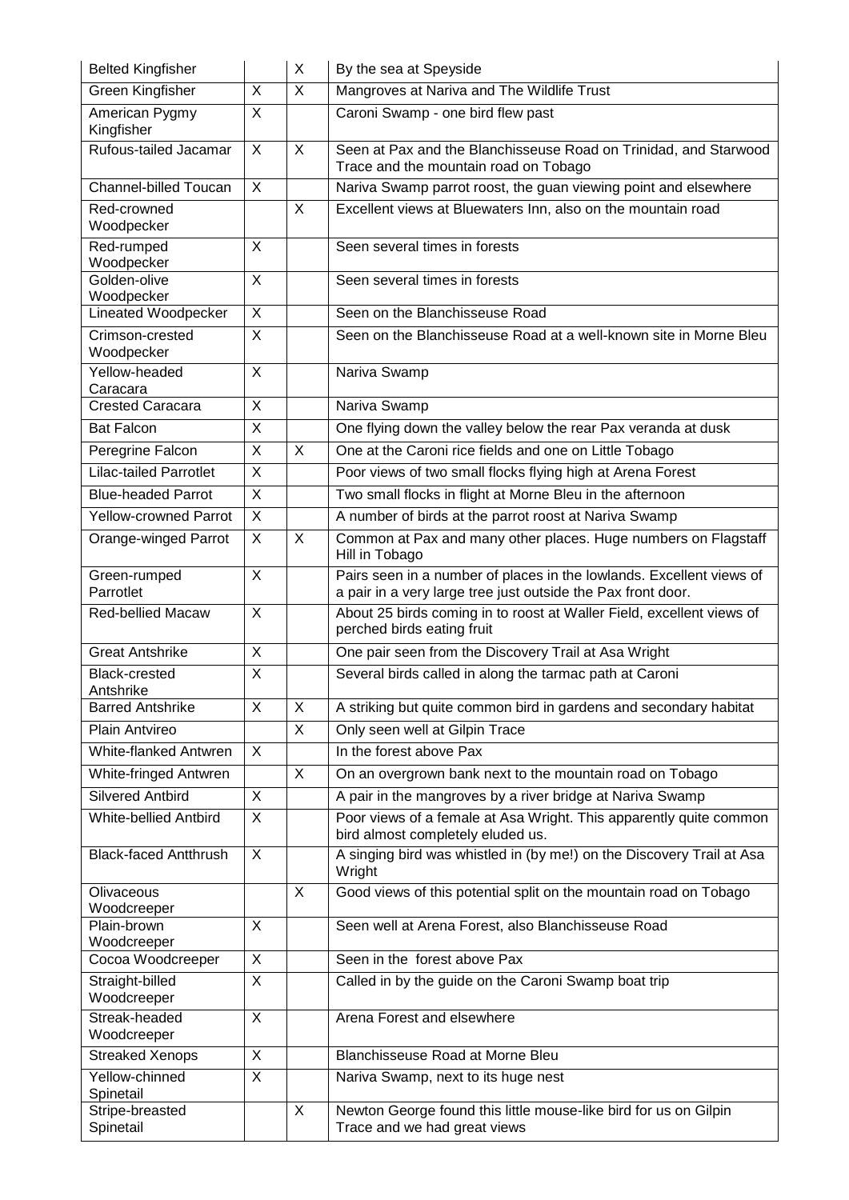| | | | |
|---|---|---|---|
| Belted Kingfisher | | X | By the sea at Speyside |
| Green Kingfisher | X | X | Mangroves at Nariva and The Wildlife Trust |
| American Pygmy Kingfisher | X | | Caroni Swamp - one bird flew past |
| Rufous-tailed Jacamar | X | X | Seen at Pax and the Blanchisseuse Road on Trinidad, and Starwood Trace and the mountain road on Tobago |
| Channel-billed Toucan | X | | Nariva Swamp parrot roost, the guan viewing point and elsewhere |
| Red-crowned Woodpecker | | X | Excellent views at Bluewaters Inn, also on the mountain road |
| Red-rumped Woodpecker | X | | Seen several times in forests |
| Golden-olive Woodpecker | X | | Seen several times in forests |
| Lineated Woodpecker | X | | Seen on the Blanchisseuse Road |
| Crimson-crested Woodpecker | X | | Seen on the Blanchisseuse Road at a well-known site in Morne Bleu |
| Yellow-headed Caracara | X | | Nariva Swamp |
| Crested Caracara | X | | Nariva Swamp |
| Bat Falcon | X | | One flying down the valley below the rear Pax veranda at dusk |
| Peregrine Falcon | X | X | One at the Caroni rice fields and one on Little Tobago |
| Lilac-tailed Parrotlet | X | | Poor views of two small flocks flying high at Arena Forest |
| Blue-headed Parrot | X | | Two small flocks in flight at Morne Bleu in the afternoon |
| Yellow-crowned Parrot | X | | A number of birds at the parrot roost at Nariva Swamp |
| Orange-winged Parrot | X | X | Common at Pax and many other places. Huge numbers on Flagstaff Hill in Tobago |
| Green-rumped Parrotlet | X | | Pairs seen in a number of places in the lowlands. Excellent views of a pair in a very large tree just outside the Pax front door. |
| Red-bellied Macaw | X | | About 25 birds coming in to roost at Waller Field, excellent views of perched birds eating fruit |
| Great Antshrike | X | | One pair seen from the Discovery Trail at Asa Wright |
| Black-crested Antshrike | X | | Several birds called in along the tarmac path at Caroni |
| Barred Antshrike | X | X | A striking but quite common bird in gardens and secondary habitat |
| Plain Antvireo | | X | Only seen well at Gilpin Trace |
| White-flanked Antwren | X | | In the forest above Pax |
| White-fringed Antwren | | X | On an overgrown bank next to the mountain road on Tobago |
| Silvered Antbird | X | | A pair in the mangroves by a river bridge at Nariva Swamp |
| White-bellied Antbird | X | | Poor views of a female at Asa Wright. This apparently quite common bird almost completely eluded us. |
| Black-faced Antthrush | X | | A singing bird was whistled in (by me!) on the Discovery Trail at Asa Wright |
| Olivaceous Woodcreeper | | X | Good views of this potential split on the mountain road on Tobago |
| Plain-brown Woodcreeper | X | | Seen well at Arena Forest, also Blanchisseuse Road |
| Cocoa Woodcreeper | X | | Seen in the forest above Pax |
| Straight-billed Woodcreeper | X | | Called in by the guide on the Caroni Swamp boat trip |
| Streak-headed Woodcreeper | X | | Arena Forest and elsewhere |
| Streaked Xenops | X | | Blanchisseuse Road at Morne Bleu |
| Yellow-chinned Spinetail | X | | Nariva Swamp, next to its huge nest |
| Stripe-breasted Spinetail | | X | Newton George found this little mouse-like bird for us on Gilpin Trace and we had great views |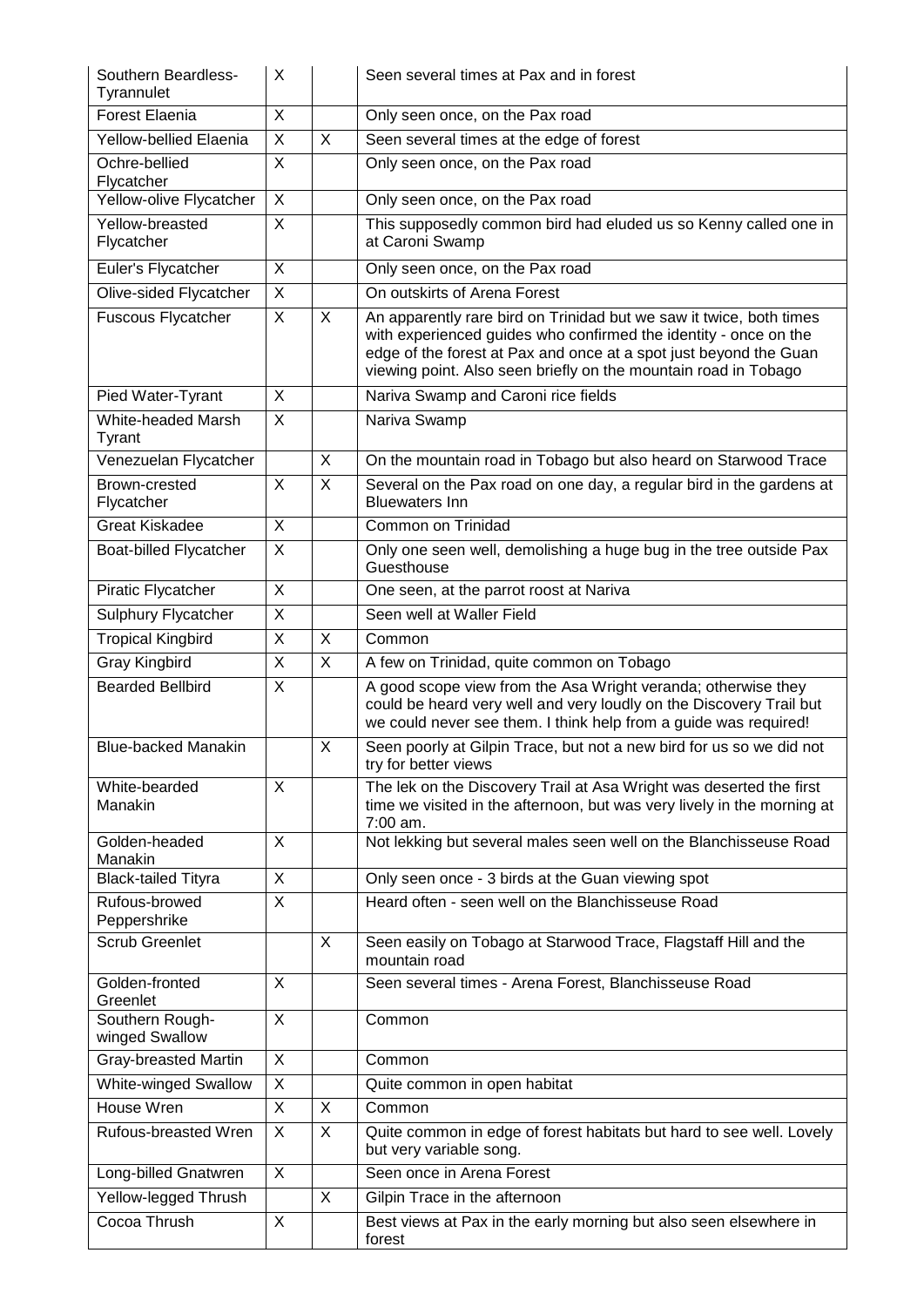| | | | |
|---|---|---|---|
| Southern Beardless-Tyrannulet | X | | Seen several times at Pax and in forest |
| Forest Elaenia | X | | Only seen once, on the Pax road |
| Yellow-bellied Elaenia | X | X | Seen several times at the edge of forest |
| Ochre-bellied Flycatcher | X | | Only seen once, on the Pax road |
| Yellow-olive Flycatcher | X | | Only seen once, on the Pax road |
| Yellow-breasted Flycatcher | X | | This supposedly common bird had eluded us so Kenny called one in at Caroni Swamp |
| Euler's Flycatcher | X | | Only seen once, on the Pax road |
| Olive-sided Flycatcher | X | | On outskirts of Arena Forest |
| Fuscous Flycatcher | X | X | An apparently rare bird on Trinidad but we saw it twice, both times with experienced guides who confirmed the identity - once on the edge of the forest at Pax and once at a spot just beyond the Guan viewing point. Also seen briefly on the mountain road in Tobago |
| Pied Water-Tyrant | X | | Nariva Swamp and Caroni rice fields |
| White-headed Marsh Tyrant | X | | Nariva Swamp |
| Venezuelan Flycatcher | | X | On the mountain road in Tobago but also heard on Starwood Trace |
| Brown-crested Flycatcher | X | X | Several on the Pax road on one day, a regular bird in the gardens at Bluewaters Inn |
| Great Kiskadee | X | | Common on Trinidad |
| Boat-billed Flycatcher | X | | Only one seen well, demolishing a huge bug in the tree outside Pax Guesthouse |
| Piratic Flycatcher | X | | One seen, at the parrot roost at Nariva |
| Sulphury Flycatcher | X | | Seen well at Waller Field |
| Tropical Kingbird | X | X | Common |
| Gray Kingbird | X | X | A few on Trinidad, quite common on Tobago |
| Bearded Bellbird | X | | A good scope view from the Asa Wright veranda; otherwise they could be heard very well and very loudly on the Discovery Trail but we could never see them. I think help from a guide was required! |
| Blue-backed Manakin | | X | Seen poorly at Gilpin Trace, but not a new bird for us so we did not try for better views |
| White-bearded Manakin | X | | The lek on the Discovery Trail at Asa Wright was deserted the first time we visited in the afternoon, but was very lively in the morning at 7:00 am. |
| Golden-headed Manakin | X | | Not lekking but several males seen well on the Blanchisseuse Road |
| Black-tailed Tityra | X | | Only seen once - 3 birds at the Guan viewing spot |
| Rufous-browed Peppershrike | X | | Heard often - seen well on the Blanchisseuse Road |
| Scrub Greenlet | | X | Seen easily on Tobago at Starwood Trace, Flagstaff Hill and the mountain road |
| Golden-fronted Greenlet | X | | Seen several times - Arena Forest, Blanchisseuse Road |
| Southern Rough-winged Swallow | X | | Common |
| Gray-breasted Martin | X | | Common |
| White-winged Swallow | X | | Quite common in open habitat |
| House Wren | X | X | Common |
| Rufous-breasted Wren | X | X | Quite common in edge of forest habitats but hard to see well. Lovely but very variable song. |
| Long-billed Gnatwren | X | | Seen once in Arena Forest |
| Yellow-legged Thrush | | X | Gilpin Trace in the afternoon |
| Cocoa Thrush | X | | Best views at Pax in the early morning but also seen elsewhere in forest |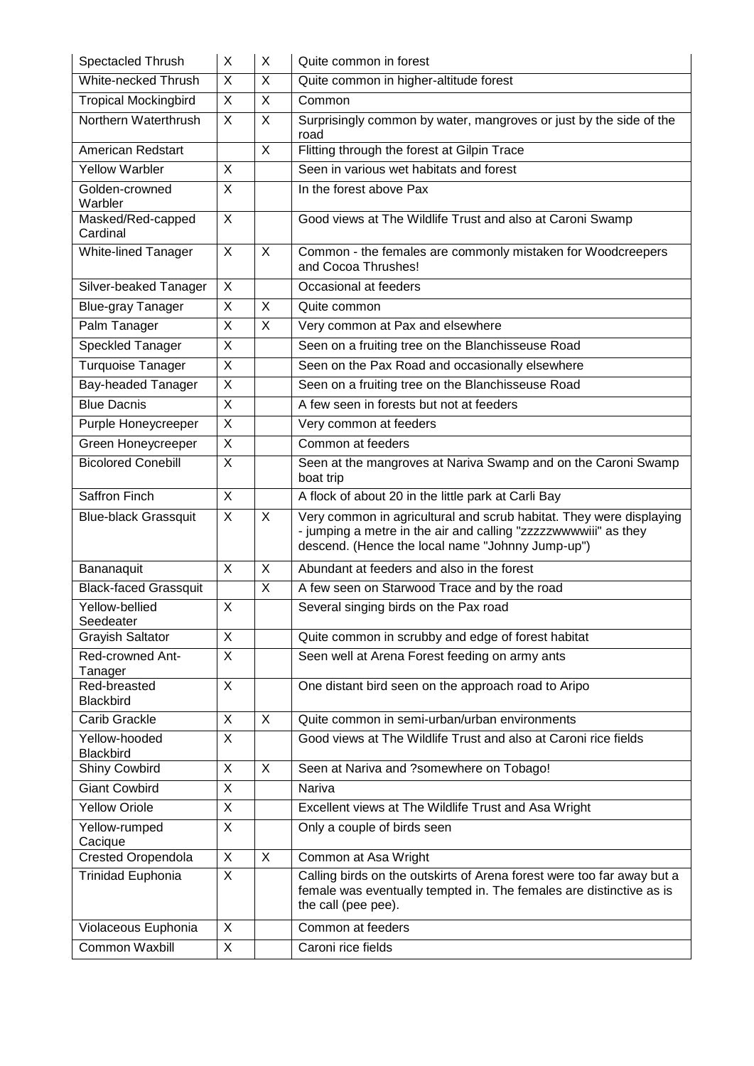| | | | |
|---|---|---|---|
| Spectacled Thrush | X | X | Quite common in forest |
| White-necked Thrush | X | X | Quite common in higher-altitude forest |
| Tropical Mockingbird | X | X | Common |
| Northern Waterthrush | X | X | Surprisingly common by water, mangroves or just by the side of the road |
| American Redstart | | X | Flitting through the forest at Gilpin Trace |
| Yellow Warbler | X | | Seen in various wet habitats and forest |
| Golden-crowned Warbler | X | | In the forest above Pax |
| Masked/Red-capped Cardinal | X | | Good views at The Wildlife Trust and also at Caroni Swamp |
| White-lined Tanager | X | X | Common - the females are commonly mistaken for Woodcreepers and Cocoa Thrushes! |
| Silver-beaked Tanager | X | | Occasional at feeders |
| Blue-gray Tanager | X | X | Quite common |
| Palm Tanager | X | X | Very common at Pax and elsewhere |
| Speckled Tanager | X | | Seen on a fruiting tree on the Blanchisseuse Road |
| Turquoise Tanager | X | | Seen on the Pax Road and occasionally elsewhere |
| Bay-headed Tanager | X | | Seen on a fruiting tree on the Blanchisseuse Road |
| Blue Dacnis | X | | A few seen in forests but not at feeders |
| Purple Honeycreeper | X | | Very common at feeders |
| Green Honeycreeper | X | | Common at feeders |
| Bicolored Conebill | X | | Seen at the mangroves at Nariva Swamp and on the Caroni Swamp boat trip |
| Saffron Finch | X | | A flock of about 20 in the little park at Carli Bay |
| Blue-black Grassquit | X | X | Very common in agricultural and scrub habitat. They were displaying - jumping a metre in the air and calling "zzzzzwwwwiii" as they descend. (Hence the local name "Johnny Jump-up") |
| Bananaquit | X | X | Abundant at feeders and also in the forest |
| Black-faced Grassquit | | X | A few seen on Starwood Trace and by the road |
| Yellow-bellied Seedeater | X | | Several singing birds on the Pax road |
| Grayish Saltator | X | | Quite common in scrubby and edge of forest habitat |
| Red-crowned Ant-Tanager | X | | Seen well at Arena Forest feeding on army ants |
| Red-breasted Blackbird | X | | One distant bird seen on the approach road to Aripo |
| Carib Grackle | X | X | Quite common in semi-urban/urban environments |
| Yellow-hooded Blackbird | X | | Good views at The Wildlife Trust and also at Caroni rice fields |
| Shiny Cowbird | X | X | Seen at Nariva and ?somewhere on Tobago! |
| Giant Cowbird | X | | Nariva |
| Yellow Oriole | X | | Excellent views at The Wildlife Trust and Asa Wright |
| Yellow-rumped Cacique | X | | Only a couple of birds seen |
| Crested Oropendola | X | X | Common at Asa Wright |
| Trinidad Euphonia | X | | Calling birds on the outskirts of Arena forest were too far away but a female was eventually tempted in. The females are distinctive as is the call (pee pee). |
| Violaceous Euphonia | X | | Common at feeders |
| Common Waxbill | X | | Caroni rice fields |